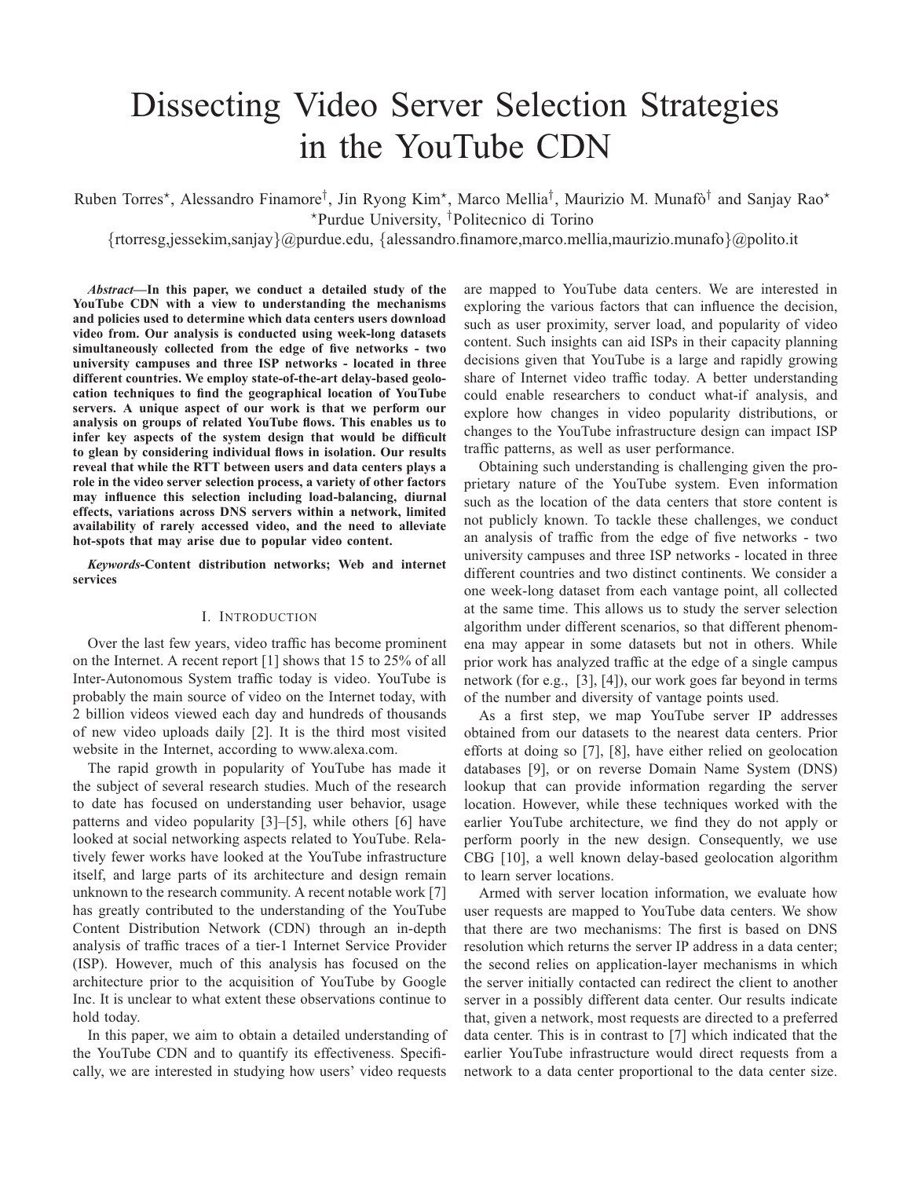# Dissecting Video Server Selection Strategies in the YouTube CDN

Ruben Torres[⋆], Alessandro Finamore[†], Jin Ryong Kim[⋆], Marco Mellia[†], Maurizio M. Munafò[†] and Sanjay Rao[⋆]

[⋆]Purdue University, [†]Politecnico di Torino

{rtorresg,jessekim,sanjay}@purdue.edu, {alessandro.finamore,marco.mellia,maurizio.munafo}@polito.it

***Abstract*—In this paper, we conduct a detailed study of the YouTube CDN with a view to understanding the mechanisms and policies used to determine which data centers users download video from. Our analysis is conducted using week-long datasets simultaneously collected from the edge of five networks - two university campuses and three ISP networks - located in three different countries. We employ state-of-the-art delay-based geolocation techniques to find the geographical location of YouTube servers. A unique aspect of our work is that we perform our analysis on groups of related YouTube flows. This enables us to infer key aspects of the system design that would be difficult to glean by considering individual flows in isolation. Our results reveal that while the RTT between users and data centers plays a role in the video server selection process, a variety of other factors may influence this selection including load-balancing, diurnal effects, variations across DNS servers within a network, limited availability of rarely accessed video, and the need to alleviate hot-spots that may arise due to popular video content.**

***Keywords*-Content distribution networks; Web and internet services**

## I. Introduction

Over the last few years, video traffic has become prominent on the Internet. A recent report [1] shows that 15 to 25% of all Inter-Autonomous System traffic today is video. YouTube is probably the main source of video on the Internet today, with 2 billion videos viewed each day and hundreds of thousands of new video uploads daily [2]. It is the third most visited website in the Internet, according to www.alexa.com.

The rapid growth in popularity of YouTube has made it the subject of several research studies. Much of the research to date has focused on understanding user behavior, usage patterns and video popularity [3]–[5], while others [6] have looked at social networking aspects related to YouTube. Relatively fewer works have looked at the YouTube infrastructure itself, and large parts of its architecture and design remain unknown to the research community. A recent notable work [7] has greatly contributed to the understanding of the YouTube Content Distribution Network (CDN) through an in-depth analysis of traffic traces of a tier-1 Internet Service Provider (ISP). However, much of this analysis has focused on the architecture prior to the acquisition of YouTube by Google Inc. It is unclear to what extent these observations continue to hold today.

In this paper, we aim to obtain a detailed understanding of the YouTube CDN and to quantify its effectiveness. Specifically, we are interested in studying how users' video requests are mapped to YouTube data centers. We are interested in exploring the various factors that can influence the decision, such as user proximity, server load, and popularity of video content. Such insights can aid ISPs in their capacity planning decisions given that YouTube is a large and rapidly growing share of Internet video traffic today. A better understanding could enable researchers to conduct what-if analysis, and explore how changes in video popularity distributions, or changes to the YouTube infrastructure design can impact ISP traffic patterns, as well as user performance.

Obtaining such understanding is challenging given the proprietary nature of the YouTube system. Even information such as the location of the data centers that store content is not publicly known. To tackle these challenges, we conduct an analysis of traffic from the edge of five networks - two university campuses and three ISP networks - located in three different countries and two distinct continents. We consider a one week-long dataset from each vantage point, all collected at the same time. This allows us to study the server selection algorithm under different scenarios, so that different phenomena may appear in some datasets but not in others. While prior work has analyzed traffic at the edge of a single campus network (for e.g., [3], [4]), our work goes far beyond in terms of the number and diversity of vantage points used.

As a first step, we map YouTube server IP addresses obtained from our datasets to the nearest data centers. Prior efforts at doing so [7], [8], have either relied on geolocation databases [9], or on reverse Domain Name System (DNS) lookup that can provide information regarding the server location. However, while these techniques worked with the earlier YouTube architecture, we find they do not apply or perform poorly in the new design. Consequently, we use CBG [10], a well known delay-based geolocation algorithm to learn server locations.

Armed with server location information, we evaluate how user requests are mapped to YouTube data centers. We show that there are two mechanisms: The first is based on DNS resolution which returns the server IP address in a data center; the second relies on application-layer mechanisms in which the server initially contacted can redirect the client to another server in a possibly different data center. Our results indicate that, given a network, most requests are directed to a preferred data center. This is in contrast to [7] which indicated that the earlier YouTube infrastructure would direct requests from a network to a data center proportional to the data center size.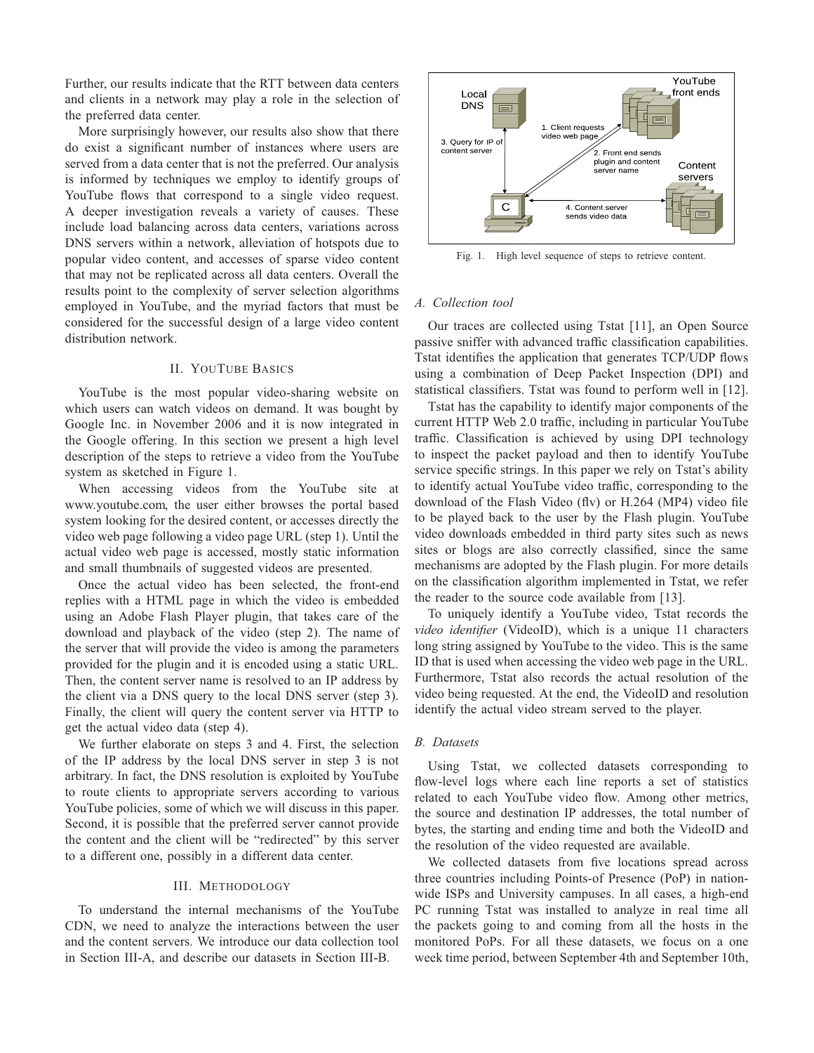Further, our results indicate that the RTT between data centers and clients in a network may play a role in the selection of the preferred data center.

More surprisingly however, our results also show that there do exist a significant number of instances where users are served from a data center that is not the preferred. Our analysis is informed by techniques we employ to identify groups of YouTube flows that correspond to a single video request. A deeper investigation reveals a variety of causes. These include load balancing across data centers, variations across DNS servers within a network, alleviation of hotspots due to popular video content, and accesses of sparse video content that may not be replicated across all data centers. Overall the results point to the complexity of server selection algorithms employed in YouTube, and the myriad factors that must be considered for the successful design of a large video content distribution network.

## II. YouTube Basics

YouTube is the most popular video-sharing website on which users can watch videos on demand. It was bought by Google Inc. in November 2006 and it is now integrated in the Google offering. In this section we present a high level description of the steps to retrieve a video from the YouTube system as sketched in Figure 1.

When accessing videos from the YouTube site at www.youtube.com, the user either browses the portal based system looking for the desired content, or accesses directly the video web page following a video page URL (step 1). Until the actual video web page is accessed, mostly static information and small thumbnails of suggested videos are presented.

Once the actual video has been selected, the front-end replies with a HTML page in which the video is embedded using an Adobe Flash Player plugin, that takes care of the download and playback of the video (step 2). The name of the server that will provide the video is among the parameters provided for the plugin and it is encoded using a static URL. Then, the content server name is resolved to an IP address by the client via a DNS query to the local DNS server (step 3). Finally, the client will query the content server via HTTP to get the actual video data (step 4).

We further elaborate on steps 3 and 4. First, the selection of the IP address by the local DNS server in step 3 is not arbitrary. In fact, the DNS resolution is exploited by YouTube to route clients to appropriate servers according to various YouTube policies, some of which we will discuss in this paper. Second, it is possible that the preferred server cannot provide the content and the client will be "redirected" by this server to a different one, possibly in a different data center.

## III. Methodology

To understand the internal mechanisms of the YouTube CDN, we need to analyze the interactions between the user and the content servers. We introduce our data collection tool in Section III-A, and describe our datasets in Section III-B.

Fig. 1. High level sequence of steps to retrieve content.

### A. Collection tool

Our traces are collected using Tstat [11], an Open Source passive sniffer with advanced traffic classification capabilities. Tstat identifies the application that generates TCP/UDP flows using a combination of Deep Packet Inspection (DPI) and statistical classifiers. Tstat was found to perform well in [12].

Tstat has the capability to identify major components of the current HTTP Web 2.0 traffic, including in particular YouTube traffic. Classification is achieved by using DPI technology to inspect the packet payload and then to identify YouTube service specific strings. In this paper we rely on Tstat's ability to identify actual YouTube video traffic, corresponding to the download of the Flash Video (flv) or H.264 (MP4) video file to be played back to the user by the Flash plugin. YouTube video downloads embedded in third party sites such as news sites or blogs are also correctly classified, since the same mechanisms are adopted by the Flash plugin. For more details on the classification algorithm implemented in Tstat, we refer the reader to the source code available from [13].

To uniquely identify a YouTube video, Tstat records the *video identifier* (VideoID), which is a unique 11 characters long string assigned by YouTube to the video. This is the same ID that is used when accessing the video web page in the URL. Furthermore, Tstat also records the actual resolution of the video being requested. At the end, the VideoID and resolution identify the actual video stream served to the player.

### B. Datasets

Using Tstat, we collected datasets corresponding to flow-level logs where each line reports a set of statistics related to each YouTube video flow. Among other metrics, the source and destination IP addresses, the total number of bytes, the starting and ending time and both the VideoID and the resolution of the video requested are available.

We collected datasets from five locations spread across three countries including Points-of-Presence (PoP) in nation-wide ISPs and University campuses. In all cases, a high-end PC running Tstat was installed to analyze in real time all the packets going to and coming from all the hosts in the monitored PoPs. For all these datasets, we focus on a one week time period, between September 4th and September 10th,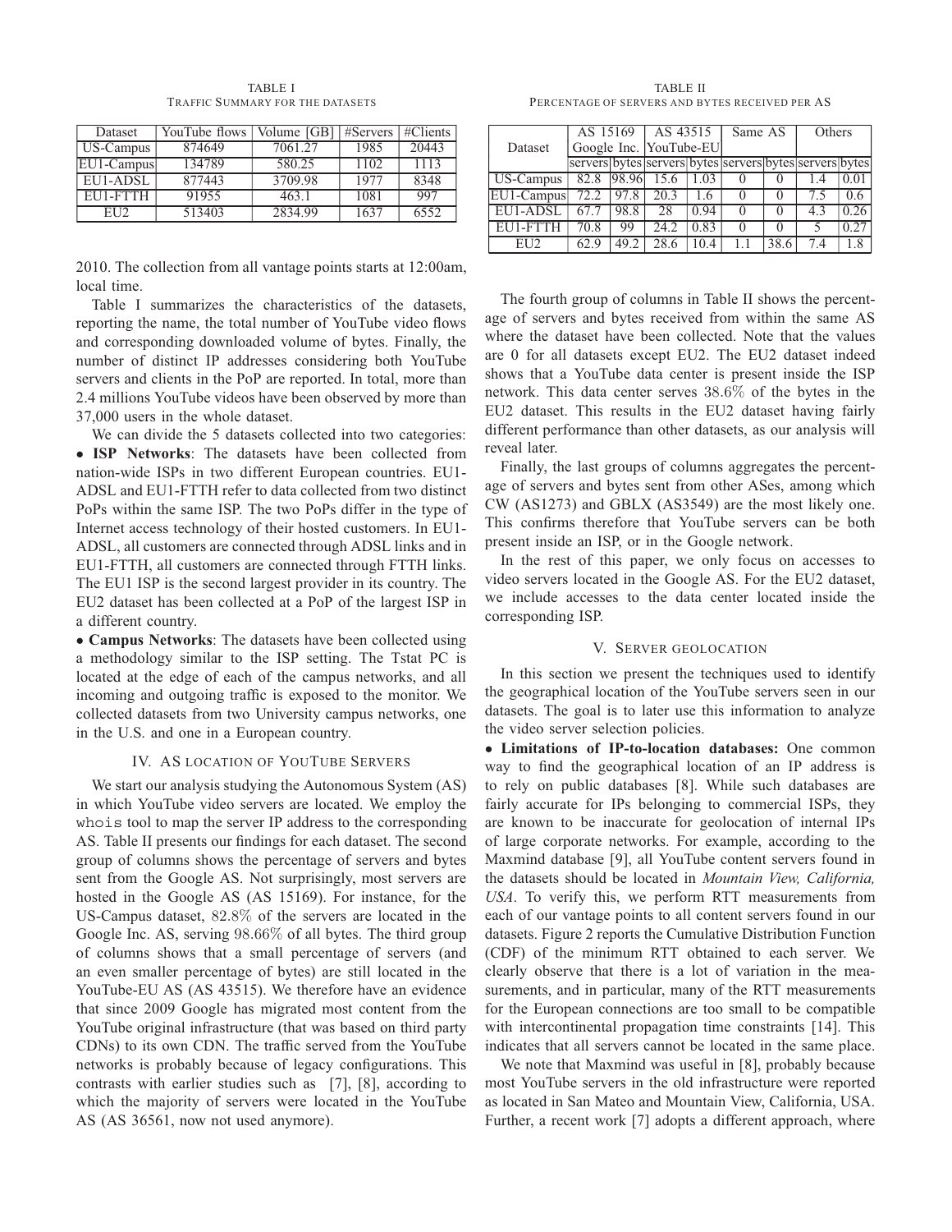TABLE I
TRAFFIC SUMMARY FOR THE DATASETS

| Dataset | YouTube flows | Volume [GB] | #Servers | #Clients |
|---|---|---|---|---|
| US-Campus | 874649 | 7061.27 | 1985 | 20443 |
| EU1-Campus | 134789 | 580.25 | 1102 | 1113 |
| EU1-ADSL | 877443 | 3709.98 | 1977 | 8348 |
| EU1-FTTH | 91955 | 463.1 | 1081 | 997 |
| EU2 | 513403 | 2834.99 | 1637 | 6552 |

2010. The collection from all vantage points starts at 12:00am, local time.

Table I summarizes the characteristics of the datasets, reporting the name, the total number of YouTube video flows and corresponding downloaded volume of bytes. Finally, the number of distinct IP addresses considering both YouTube servers and clients in the PoP are reported. In total, more than 2.4 millions YouTube videos have been observed by more than 37,000 users in the whole dataset.

We can divide the 5 datasets collected into two categories:

- **ISP Networks**: The datasets have been collected from nation-wide ISPs in two different European countries. EU1-ADSL and EU1-FTTH refer to data collected from two distinct PoPs within the same ISP. The two PoPs differ in the type of Internet access technology of their hosted customers. In EU1-ADSL, all customers are connected through ADSL links and in EU1-FTTH, all customers are connected through FTTH links. The EU1 ISP is the second largest provider in its country. The EU2 dataset has been collected at a PoP of the largest ISP in a different country.
- **Campus Networks**: The datasets have been collected using a methodology similar to the ISP setting. The Tstat PC is located at the edge of each of the campus networks, and all incoming and outgoing traffic is exposed to the monitor. We collected datasets from two University campus networks, one in the U.S. and one in a European country.

## IV. AS LOCATION OF YOUTUBE SERVERS

We start our analysis studying the Autonomous System (AS) in which YouTube video servers are located. We employ the `whois` tool to map the server IP address to the corresponding AS. Table II presents our findings for each dataset. The second group of columns shows the percentage of servers and bytes sent from the Google AS. Not surprisingly, most servers are hosted in the Google AS (AS 15169). For instance, for the US-Campus dataset, 82.8% of the servers are located in the Google Inc. AS, serving 98.66% of all bytes. The third group of columns shows that a small percentage of servers (and an even smaller percentage of bytes) are still located in the YouTube-EU AS (AS 43515). We therefore have an evidence that since 2009 Google has migrated most content from the YouTube original infrastructure (that was based on third party CDNs) to its own CDN. The traffic served from the YouTube networks is probably because of legacy configurations. This contrasts with earlier studies such as [7], [8], according to which the majority of servers were located in the YouTube AS (AS 36561, now not used anymore).

TABLE II
PERCENTAGE OF SERVERS AND BYTES RECEIVED PER AS

| Dataset | AS 15169 Google Inc. | | AS 43515 YouTube-EU | | Same AS | | Others | |
|---|---|---|---|---|---|---|---|---|
| | servers | bytes | servers | bytes | servers | bytes | servers | bytes |
| US-Campus | 82.8 | 98.96 | 15.6 | 1.03 | 0 | 0 | 1.4 | 0.01 |
| EU1-Campus | 72.2 | 97.8 | 20.3 | 1.6 | 0 | 0 | 7.5 | 0.6 |
| EU1-ADSL | 67.7 | 98.8 | 28 | 0.94 | 0 | 0 | 4.3 | 0.26 |
| EU1-FTTH | 70.8 | 99 | 24.2 | 0.83 | 0 | 0 | 5 | 0.27 |
| EU2 | 62.9 | 49.2 | 28.6 | 10.4 | 1.1 | 38.6 | 7.4 | 1.8 |

The fourth group of columns in Table II shows the percentage of servers and bytes received from within the same AS where the dataset have been collected. Note that the values are 0 for all datasets except EU2. The EU2 dataset indeed shows that a YouTube data center is present inside the ISP network. This data center serves 38.6% of the bytes in the EU2 dataset. This results in the EU2 dataset having fairly different performance than other datasets, as our analysis will reveal later.

Finally, the last groups of columns aggregates the percentage of servers and bytes sent from other ASes, among which CW (AS1273) and GBLX (AS3549) are the most likely one. This confirms therefore that YouTube servers can be both present inside an ISP, or in the Google network.

In the rest of this paper, we only focus on accesses to video servers located in the Google AS. For the EU2 dataset, we include accesses to the data center located inside the corresponding ISP.

## V. SERVER GEOLOCATION

In this section we present the techniques used to identify the geographical location of the YouTube servers seen in our datasets. The goal is to later use this information to analyze the video server selection policies.

- **Limitations of IP-to-location databases:** One common way to find the geographical location of an IP address is to rely on public databases [8]. While such databases are fairly accurate for IPs belonging to commercial ISPs, they are known to be inaccurate for geolocation of internal IPs of large corporate networks. For example, according to the Maxmind database [9], all YouTube content servers found in the datasets should be located in *Mountain View, California, USA*. To verify this, we perform RTT measurements from each of our vantage points to all content servers found in our datasets. Figure 2 reports the Cumulative Distribution Function (CDF) of the minimum RTT obtained to each server. We clearly observe that there is a lot of variation in the measurements, and in particular, many of the RTT measurements for the European connections are too small to be compatible with intercontinental propagation time constraints [14]. This indicates that all servers cannot be located in the same place.

We note that Maxmind was useful in [8], probably because most YouTube servers in the old infrastructure were reported as located in San Mateo and Mountain View, California, USA. Further, a recent work [7] adopts a different approach, where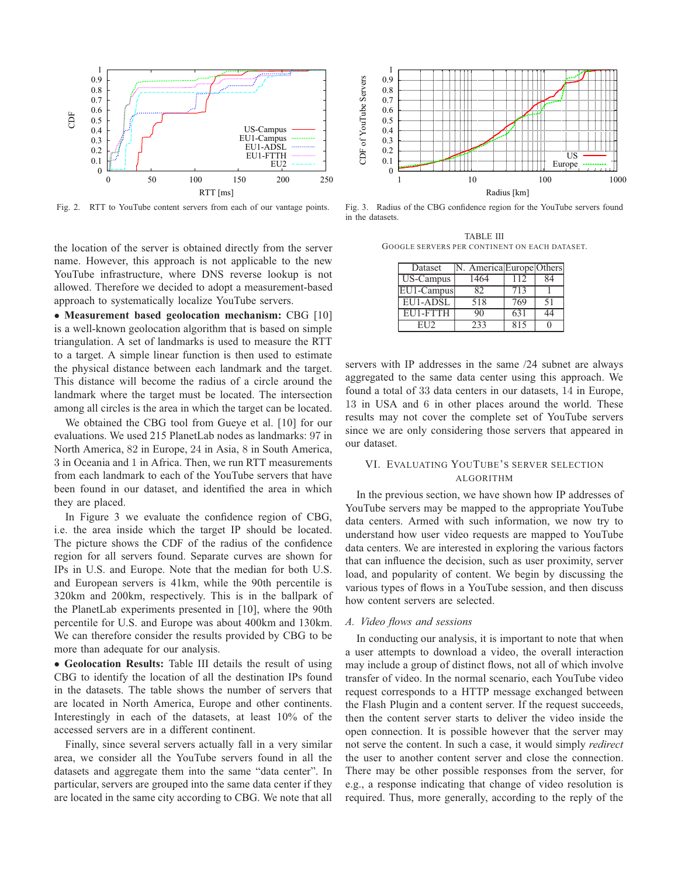Fig. 2. RTT to YouTube content servers from each of our vantage points.

Fig. 3. Radius of the CBG confidence region for the YouTube servers found in the datasets.

the location of the server is obtained directly from the server name. However, this approach is not applicable to the new YouTube infrastructure, where DNS reverse lookup is not allowed. Therefore we decided to adopt a measurement-based approach to systematically localize YouTube servers.

• **Measurement based geolocation mechanism:** CBG [10] is a well-known geolocation algorithm that is based on simple triangulation. A set of landmarks is used to measure the RTT to a target. A simple linear function is then used to estimate the physical distance between each landmark and the target. This distance will become the radius of a circle around the landmark where the target must be located. The intersection among all circles is the area in which the target can be located.

We obtained the CBG tool from Gueye et al. [10] for our evaluations. We used 215 PlanetLab nodes as landmarks: 97 in North America, 82 in Europe, 24 in Asia, 8 in South America, 3 in Oceania and 1 in Africa. Then, we run RTT measurements from each landmark to each of the YouTube servers that have been found in our dataset, and identified the area in which they are placed.

In Figure 3 we evaluate the confidence region of CBG, i.e. the area inside which the target IP should be located. The picture shows the CDF of the radius of the confidence region for all servers found. Separate curves are shown for IPs in U.S. and Europe. Note that the median for both U.S. and European servers is 41km, while the 90th percentile is 320km and 200km, respectively. This is in the ballpark of the PlanetLab experiments presented in [10], where the 90th percentile for U.S. and Europe was about 400km and 130km. We can therefore consider the results provided by CBG to be more than adequate for our analysis.

• **Geolocation Results:** Table III details the result of using CBG to identify the location of all the destination IPs found in the datasets. The table shows the number of servers that are located in North America, Europe and other continents. Interestingly in each of the datasets, at least 10% of the accessed servers are in a different continent.

Finally, since several servers actually fall in a very similar area, we consider all the YouTube servers found in all the datasets and aggregate them into the same "data center". In particular, servers are grouped into the same data center if they are located in the same city according to CBG. We note that all servers with IP addresses in the same /24 subnet are always aggregated to the same data center using this approach. We found a total of 33 data centers in our datasets, 14 in Europe, 13 in USA and 6 in other places around the world. These results may not cover the complete set of YouTube servers since we are only considering those servers that appeared in our dataset.

TABLE III
GOOGLE SERVERS PER CONTINENT ON EACH DATASET.

| Dataset | N. America | Europe | Others |
|---|---|---|---|
| US-Campus | 1464 | 112 | 84 |
| EU1-Campus | 82 | 713 | 1 |
| EU1-ADSL | 518 | 769 | 51 |
| EU1-FTTH | 90 | 631 | 44 |
| EU2 | 233 | 815 | 0 |

## VI. Evaluating YouTube's Server Selection Algorithm

In the previous section, we have shown how IP addresses of YouTube servers may be mapped to the appropriate YouTube data centers. Armed with such information, we now try to understand how user video requests are mapped to YouTube data centers. We are interested in exploring the various factors that can influence the decision, such as user proximity, server load, and popularity of content. We begin by discussing the various types of flows in a YouTube session, and then discuss how content servers are selected.

### A. Video flows and sessions

In conducting our analysis, it is important to note that when a user attempts to download a video, the overall interaction may include a group of distinct flows, not all of which involve transfer of video. In the normal scenario, each YouTube video request corresponds to a HTTP message exchanged between the Flash Plugin and a content server. If the request succeeds, then the content server starts to deliver the video inside the open connection. It is possible however that the server may not serve the content. In such a case, it would simply *redirect* the user to another content server and close the connection. There may be other possible responses from the server, for e.g., a response indicating that change of video resolution is required. Thus, more generally, according to the reply of the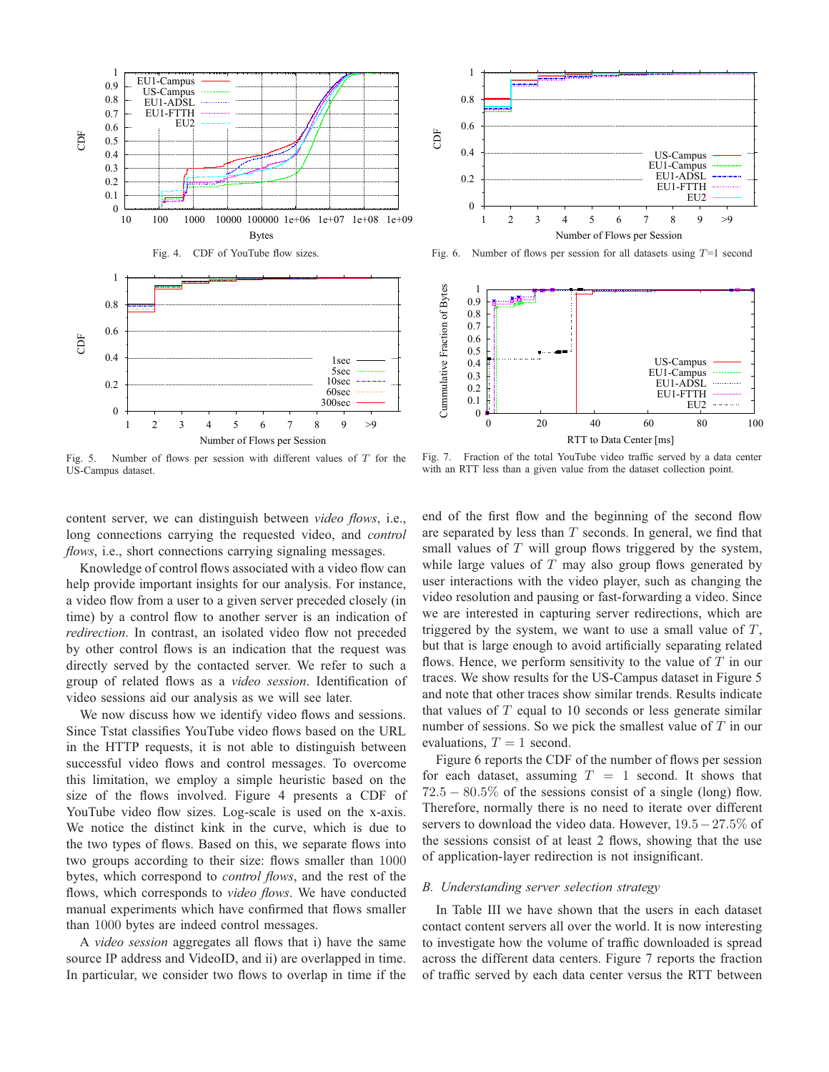Fig. 4. CDF of YouTube flow sizes.

Fig. 6. Number of flows per session for all datasets using $T$=1 second

Fig. 5. Number of flows per session with different values of $T$ for the US-Campus dataset.

Fig. 7. Fraction of the total YouTube video traffic served by a data center with an RTT less than a given value from the dataset collection point.

content server, we can distinguish between *video flows*, i.e., long connections carrying the requested video, and *control flows*, i.e., short connections carrying signaling messages.

Knowledge of control flows associated with a video flow can help provide important insights for our analysis. For instance, a video flow from a user to a given server preceded closely (in time) by a control flow to another server is an indication of *redirection*. In contrast, an isolated video flow not preceded by other control flows is an indication that the request was directly served by the contacted server. We refer to such a group of related flows as a *video session*. Identification of video sessions aid our analysis as we will see later.

We now discuss how we identify video flows and sessions. Since Tstat classifies YouTube video flows based on the URL in the HTTP requests, it is not able to distinguish between successful video flows and control messages. To overcome this limitation, we employ a simple heuristic based on the size of the flows involved. Figure 4 presents a CDF of YouTube video flow sizes. Log-scale is used on the x-axis. We notice the distinct kink in the curve, which is due to the two types of flows. Based on this, we separate flows into two groups according to their size: flows smaller than 1000 bytes, which correspond to *control flows*, and the rest of the flows, which corresponds to *video flows*. We have conducted manual experiments which have confirmed that flows smaller than 1000 bytes are indeed control messages.

A *video session* aggregates all flows that i) have the same source IP address and VideoID, and ii) are overlapped in time. In particular, we consider two flows to overlap in time if the end of the first flow and the beginning of the second flow are separated by less than $T$ seconds. In general, we find that small values of $T$ will group flows triggered by the system, while large values of $T$ may also group flows generated by user interactions with the video player, such as changing the video resolution and pausing or fast-forwarding a video. Since we are interested in capturing server redirections, which are triggered by the system, we want to use a small value of $T$, but that is large enough to avoid artificially separating related flows. Hence, we perform sensitivity to the value of $T$ in our traces. We show results for the US-Campus dataset in Figure 5 and note that other traces show similar trends. Results indicate that values of $T$ equal to 10 seconds or less generate similar number of sessions. So we pick the smallest value of $T$ in our evaluations, $T = 1$ second.

Figure 6 reports the CDF of the number of flows per session for each dataset, assuming $T = 1$ second. It shows that $72.5 - 80.5\%$ of the sessions consist of a single (long) flow. Therefore, normally there is no need to iterate over different servers to download the video data. However, $19.5 - 27.5\%$ of the sessions consist of at least 2 flows, showing that the use of application-layer redirection is not insignificant.

### B. Understanding server selection strategy

In Table III we have shown that the users in each dataset contact content servers all over the world. It is now interesting to investigate how the volume of traffic downloaded is spread across the different data centers. Figure 7 reports the fraction of traffic served by each data center versus the RTT between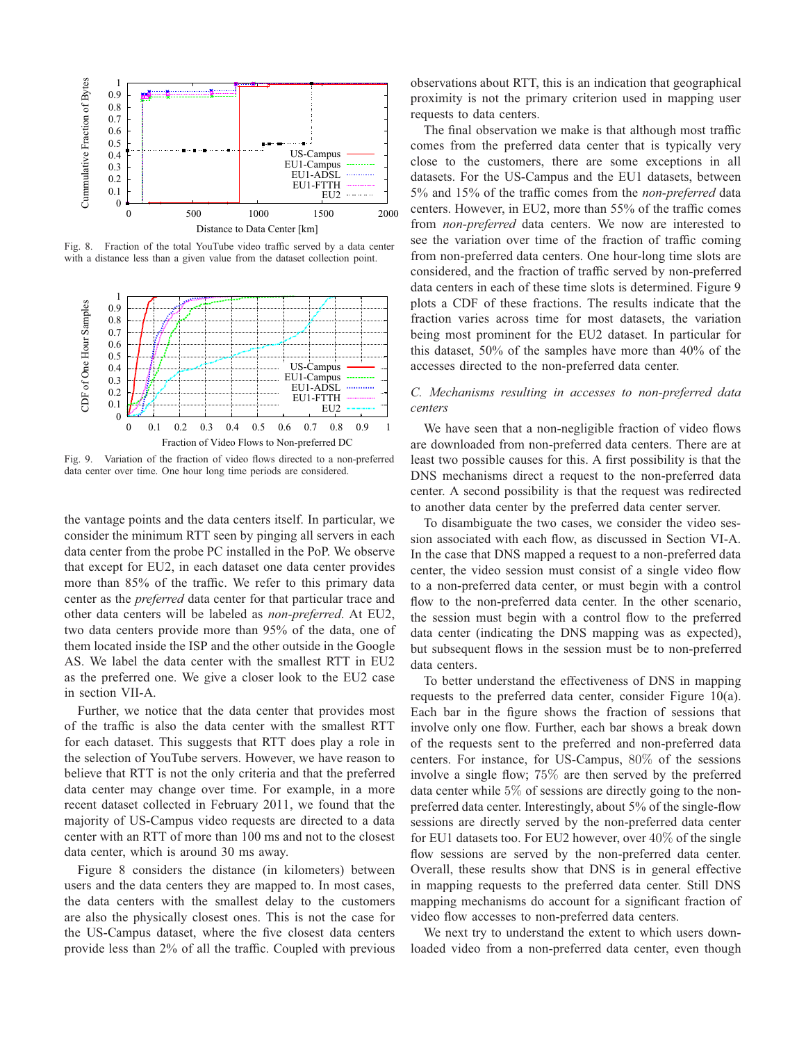Fig. 8. Fraction of the total YouTube video traffic served by a data center with a distance less than a given value from the dataset collection point.

Fig. 9. Variation of the fraction of video flows directed to a non-preferred data center over time. One hour long time periods are considered.

the vantage points and the data centers itself. In particular, we consider the minimum RTT seen by pinging all servers in each data center from the probe PC installed in the PoP. We observe that except for EU2, in each dataset one data center provides more than 85% of the traffic. We refer to this primary data center as the *preferred* data center for that particular trace and other data centers will be labeled as *non-preferred*. At EU2, two data centers provide more than 95% of the data, one of them located inside the ISP and the other outside in the Google AS. We label the data center with the smallest RTT in EU2 as the preferred one. We give a closer look to the EU2 case in section VII-A.

Further, we notice that the data center that provides most of the traffic is also the data center with the smallest RTT for each dataset. This suggests that RTT does play a role in the selection of YouTube servers. However, we have reason to believe that RTT is not the only criteria and that the preferred data center may change over time. For example, in a more recent dataset collected in February 2011, we found that the majority of US-Campus video requests are directed to a data center with an RTT of more than 100 ms and not to the closest data center, which is around 30 ms away.

Figure 8 considers the distance (in kilometers) between users and the data centers they are mapped to. In most cases, the data centers with the smallest delay to the customers are also the physically closest ones. This is not the case for the US-Campus dataset, where the five closest data centers provide less than 2% of all the traffic. Coupled with previous observations about RTT, this is an indication that geographical proximity is not the primary criterion used in mapping user requests to data centers.

The final observation we make is that although most traffic comes from the preferred data center that is typically very close to the customers, there are some exceptions in all datasets. For the US-Campus and the EU1 datasets, between 5% and 15% of the traffic comes from the *non-preferred* data centers. However, in EU2, more than 55% of the traffic comes from *non-preferred* data centers. We now are interested to see the variation over time of the fraction of traffic coming from non-preferred data centers. One hour-long time slots are considered, and the fraction of traffic served by non-preferred data centers in each of these time slots is determined. Figure 9 plots a CDF of these fractions. The results indicate that the fraction varies across time for most datasets, the variation being most prominent for the EU2 dataset. In particular for this dataset, 50% of the samples have more than 40% of the accesses directed to the non-preferred data center.

### C. Mechanisms resulting in accesses to non-preferred data centers

We have seen that a non-negligible fraction of video flows are downloaded from non-preferred data centers. There are at least two possible causes for this. A first possibility is that the DNS mechanisms direct a request to the non-preferred data center. A second possibility is that the request was redirected to another data center by the preferred data center server.

To disambiguate the two cases, we consider the video session associated with each flow, as discussed in Section VI-A. In the case that DNS mapped a request to a non-preferred data center, the video session must consist of a single video flow to a non-preferred data center, or must begin with a control flow to the non-preferred data center. In the other scenario, the session must begin with a control flow to the preferred data center (indicating the DNS mapping was as expected), but subsequent flows in the session must be to non-preferred data centers.

To better understand the effectiveness of DNS in mapping requests to the preferred data center, consider Figure 10(a). Each bar in the figure shows the fraction of sessions that involve only one flow. Further, each bar shows a break down of the requests sent to the preferred and non-preferred data centers. For instance, for US-Campus, 80% of the sessions involve a single flow; 75% are then served by the preferred data center while 5% of sessions are directly going to the non-preferred data center. Interestingly, about 5% of the single-flow sessions are directly served by the non-preferred data center for EU1 datasets too. For EU2 however, over 40% of the single flow sessions are served by the non-preferred data center. Overall, these results show that DNS is in general effective in mapping requests to the preferred data center. Still DNS mapping mechanisms do account for a significant fraction of video flow accesses to non-preferred data centers.

We next try to understand the extent to which users downloaded video from a non-preferred data center, even though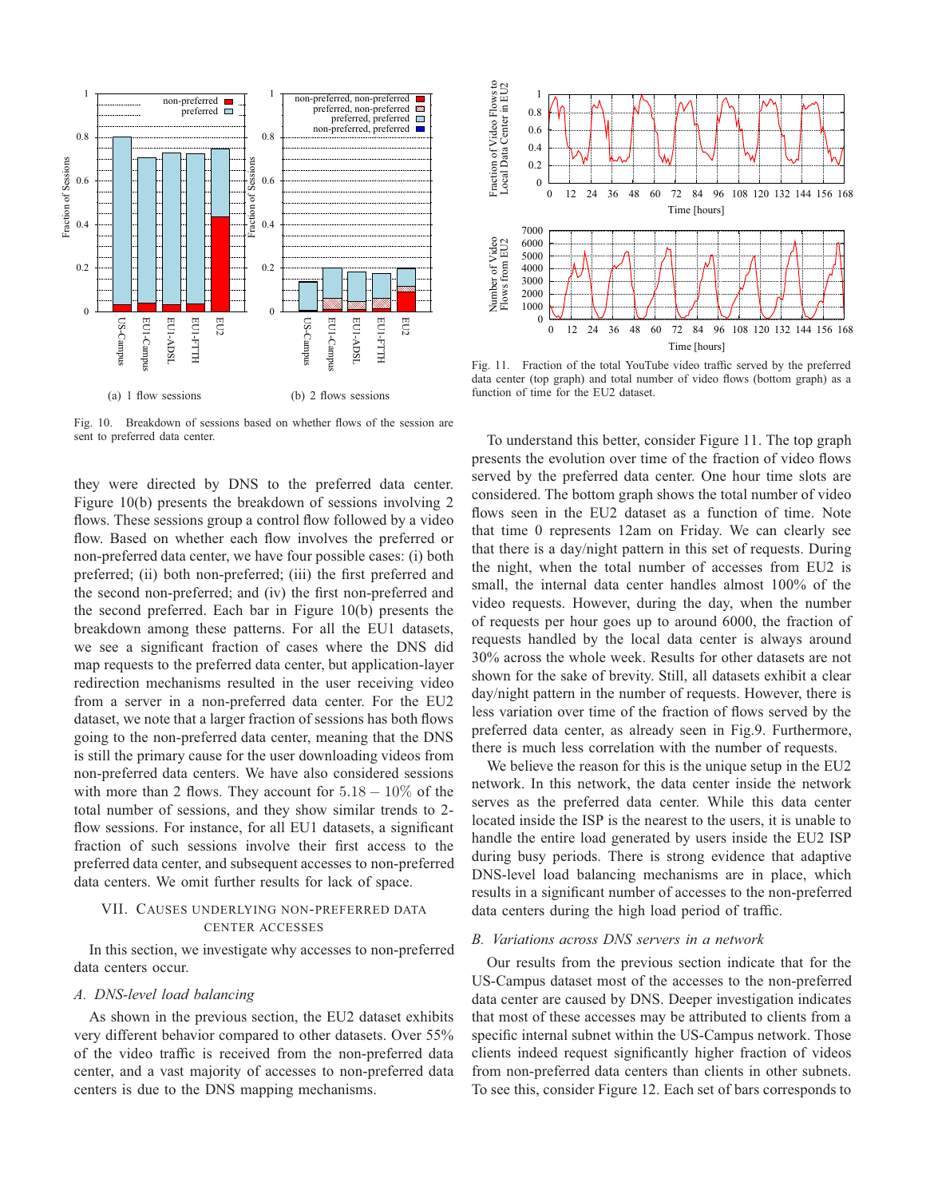(a) 1 flow sessions

(b) 2 flows sessions

Fig. 10. Breakdown of sessions based on whether flows of the session are sent to preferred data center.

they were directed by DNS to the preferred data center. Figure 10(b) presents the breakdown of sessions involving 2 flows. These sessions group a control flow followed by a video flow. Based on whether each flow involves the preferred or non-preferred data center, we have four possible cases: (i) both preferred; (ii) both non-preferred; (iii) the first preferred and the second non-preferred; and (iv) the first non-preferred and the second preferred. Each bar in Figure 10(b) presents the breakdown among these patterns. For all the EU1 datasets, we see a significant fraction of cases where the DNS did map requests to the preferred data center, but application-layer redirection mechanisms resulted in the user receiving video from a server in a non-preferred data center. For the EU2 dataset, we note that a larger fraction of sessions has both flows going to the non-preferred data center, meaning that the DNS is still the primary cause for the user downloading videos from non-preferred data centers. We have also considered sessions with more than 2 flows. They account for $5.18 - 10\%$ of the total number of sessions, and they show similar trends to 2-flow sessions. For instance, for all EU1 datasets, a significant fraction of such sessions involve their first access to the preferred data center, and subsequent accesses to non-preferred data centers. We omit further results for lack of space.

## VII. Causes underlying non-preferred data center accesses

In this section, we investigate why accesses to non-preferred data centers occur.

### A. DNS-level load balancing

As shown in the previous section, the EU2 dataset exhibits very different behavior compared to other datasets. Over 55% of the video traffic is received from the non-preferred data center, and a vast majority of accesses to non-preferred data centers is due to the DNS mapping mechanisms.

Fig. 11. Fraction of the total YouTube video traffic served by the preferred data center (top graph) and total number of video flows (bottom graph) as a function of time for the EU2 dataset.

To understand this better, consider Figure 11. The top graph presents the evolution over time of the fraction of video flows served by the preferred data center. One hour time slots are considered. The bottom graph shows the total number of video flows seen in the EU2 dataset as a function of time. Note that time 0 represents 12am on Friday. We can clearly see that there is a day/night pattern in this set of requests. During the night, when the total number of accesses from EU2 is small, the internal data center handles almost 100% of the video requests. However, during the day, when the number of requests per hour goes up to around 6000, the fraction of requests handled by the local data center is always around 30% across the whole week. Results for other datasets are not shown for the sake of brevity. Still, all datasets exhibit a clear day/night pattern in the number of requests. However, there is less variation over time of the fraction of flows served by the preferred data center, as already seen in Fig.9. Furthermore, there is much less correlation with the number of requests.

We believe the reason for this is the unique setup in the EU2 network. In this network, the data center inside the network serves as the preferred data center. While this data center located inside the ISP is the nearest to the users, it is unable to handle the entire load generated by users inside the EU2 ISP during busy periods. There is strong evidence that adaptive DNS-level load balancing mechanisms are in place, which results in a significant number of accesses to the non-preferred data centers during the high load period of traffic.

### B. Variations across DNS servers in a network

Our results from the previous section indicate that for the US-Campus dataset most of the accesses to the non-preferred data center are caused by DNS. Deeper investigation indicates that most of these accesses may be attributed to clients from a specific internal subnet within the US-Campus network. Those clients indeed request significantly higher fraction of videos from non-preferred data centers than clients in other subnets. To see this, consider Figure 12. Each set of bars corresponds to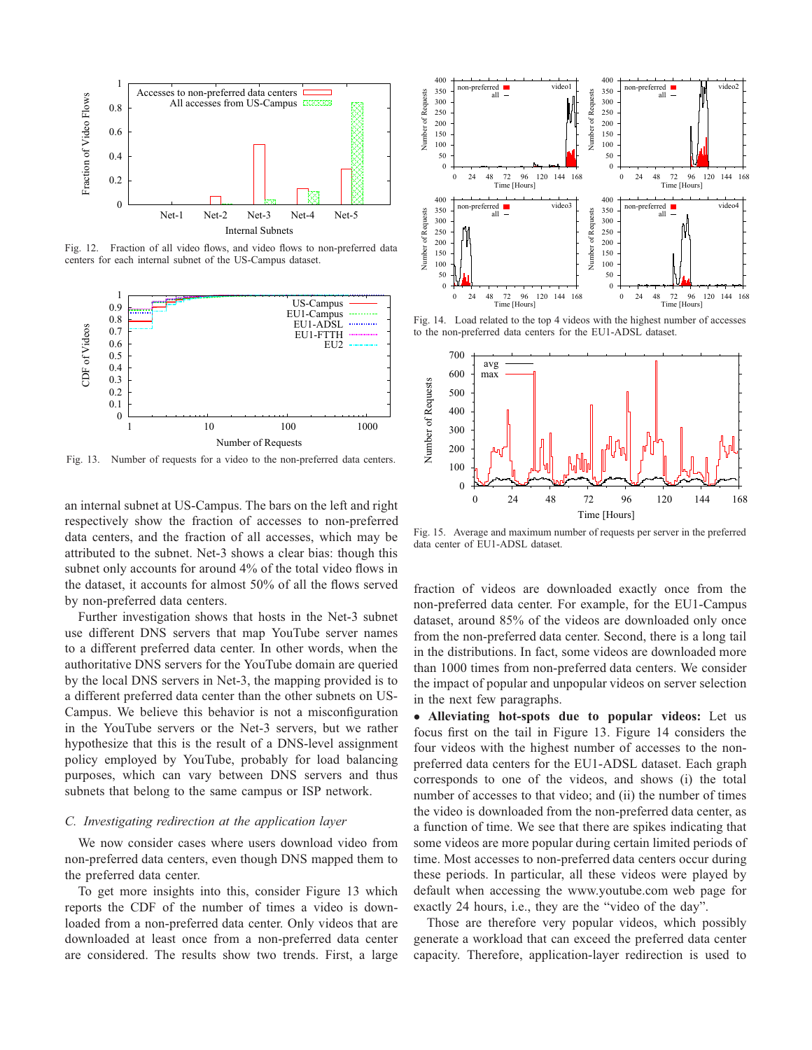Fig. 12. Fraction of all video flows, and video flows to non-preferred data centers for each internal subnet of the US-Campus dataset.

Fig. 13. Number of requests for a video to the non-preferred data centers.

Fig. 14. Load related to the top 4 videos with the highest number of accesses to the non-preferred data centers for the EU1-ADSL dataset.

Fig. 15. Average and maximum number of requests per server in the preferred data center of EU1-ADSL dataset.

an internal subnet at US-Campus. The bars on the left and right respectively show the fraction of accesses to non-preferred data centers, and the fraction of all accesses, which may be attributed to the subnet. Net-3 shows a clear bias: though this subnet only accounts for around 4% of the total video flows in the dataset, it accounts for almost 50% of all the flows served by non-preferred data centers.

Further investigation shows that hosts in the Net-3 subnet use different DNS servers that map YouTube server names to a different preferred data center. In other words, when the authoritative DNS servers for the YouTube domain are queried by the local DNS servers in Net-3, the mapping provided is to a different preferred data center than the other subnets on US-Campus. We believe this behavior is not a misconfiguration in the YouTube servers or the Net-3 servers, but we rather hypothesize that this is the result of a DNS-level assignment policy employed by YouTube, probably for load balancing purposes, which can vary between DNS servers and thus subnets that belong to the same campus or ISP network.

### C. Investigating redirection at the application layer

We now consider cases where users download video from non-preferred data centers, even though DNS mapped them to the preferred data center.

To get more insights into this, consider Figure 13 which reports the CDF of the number of times a video is downloaded from a non-preferred data center. Only videos that are downloaded at least once from a non-preferred data center are considered. The results show two trends. First, a large fraction of videos are downloaded exactly once from the non-preferred data center. For example, for the EU1-Campus dataset, around 85% of the videos are downloaded only once from the non-preferred data center. Second, there is a long tail in the distributions. In fact, some videos are downloaded more than 1000 times from non-preferred data centers. We consider the impact of popular and unpopular videos on server selection in the next few paragraphs.

- **Alleviating hot-spots due to popular videos:** Let us focus first on the tail in Figure 13. Figure 14 considers the four videos with the highest number of accesses to the non-preferred data centers for the EU1-ADSL dataset. Each graph corresponds to one of the videos, and shows (i) the total number of accesses to that video; and (ii) the number of times the video is downloaded from the non-preferred data center, as a function of time. We see that there are spikes indicating that some videos are more popular during certain limited periods of time. Most accesses to non-preferred data centers occur during these periods. In particular, all these videos were played by default when accessing the www.youtube.com web page for exactly 24 hours, i.e., they are the "video of the day".

Those are therefore very popular videos, which possibly generate a workload that can exceed the preferred data center capacity. Therefore, application-layer redirection is used to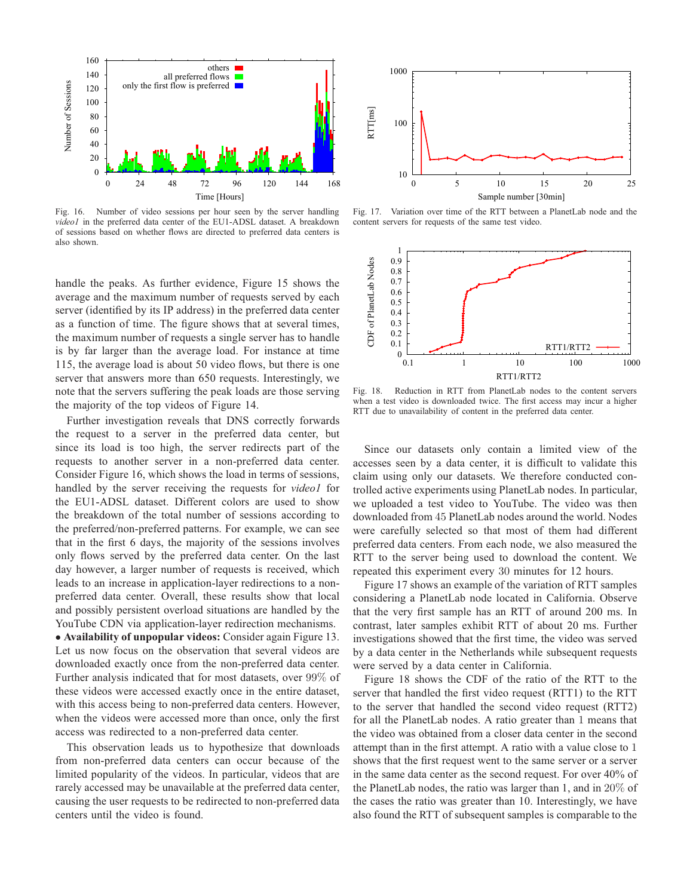Fig. 16. Number of video sessions per hour seen by the server handling *video1* in the preferred data center of the EU1-ADSL dataset. A breakdown of sessions based on whether flows are directed to preferred data centers is also shown.

handle the peaks. As further evidence, Figure 15 shows the average and the maximum number of requests served by each server (identified by its IP address) in the preferred data center as a function of time. The figure shows that at several times, the maximum number of requests a single server has to handle is by far larger than the average load. For instance at time 115, the average load is about 50 video flows, but there is one server that answers more than 650 requests. Interestingly, we note that the servers suffering the peak loads are those serving the majority of the top videos of Figure 14.

Further investigation reveals that DNS correctly forwards the request to a server in the preferred data center, but since its load is too high, the server redirects part of the requests to another server in a non-preferred data center. Consider Figure 16, which shows the load in terms of sessions, handled by the server receiving the requests for *video1* for the EU1-ADSL dataset. Different colors are used to show the breakdown of the total number of sessions according to the preferred/non-preferred patterns. For example, we can see that in the first 6 days, the majority of the sessions involves only flows served by the preferred data center. On the last day however, a larger number of requests is received, which leads to an increase in application-layer redirections to a non-preferred data center. Overall, these results show that local and possibly persistent overload situations are handled by the YouTube CDN via application-layer redirection mechanisms.

• **Availability of unpopular videos:** Consider again Figure 13. Let us now focus on the observation that several videos are downloaded exactly once from the non-preferred data center. Further analysis indicated that for most datasets, over 99% of these videos were accessed exactly once in the entire dataset, with this access being to non-preferred data centers. However, when the videos were accessed more than once, only the first access was redirected to a non-preferred data center.

This observation leads us to hypothesize that downloads from non-preferred data centers can occur because of the limited popularity of the videos. In particular, videos that are rarely accessed may be unavailable at the preferred data center, causing the user requests to be redirected to non-preferred data centers until the video is found.

Fig. 17. Variation over time of the RTT between a PlanetLab node and the content servers for requests of the same test video.

Fig. 18. Reduction in RTT from PlanetLab nodes to the content servers when a test video is downloaded twice. The first access may incur a higher RTT due to unavailability of content in the preferred data center.

Since our datasets only contain a limited view of the accesses seen by a data center, it is difficult to validate this claim using only our datasets. We therefore conducted controlled active experiments using PlanetLab nodes. In particular, we uploaded a test video to YouTube. The video was then downloaded from 45 PlanetLab nodes around the world. Nodes were carefully selected so that most of them had different preferred data centers. From each node, we also measured the RTT to the server being used to download the content. We repeated this experiment every 30 minutes for 12 hours.

Figure 17 shows an example of the variation of RTT samples considering a PlanetLab node located in California. Observe that the very first sample has an RTT of around 200 ms. In contrast, later samples exhibit RTT of about 20 ms. Further investigations showed that the first time, the video was served by a data center in the Netherlands while subsequent requests were served by a data center in California.

Figure 18 shows the CDF of the ratio of the RTT to the server that handled the first video request (RTT1) to the RTT to the server that handled the second video request (RTT2) for all the PlanetLab nodes. A ratio greater than 1 means that the video was obtained from a closer data center in the second attempt than in the first attempt. A ratio with a value close to 1 shows that the first request went to the same server or a server in the same data center as the second request. For over 40% of the PlanetLab nodes, the ratio was larger than 1, and in 20% of the cases the ratio was greater than 10. Interestingly, we have also found the RTT of subsequent samples is comparable to the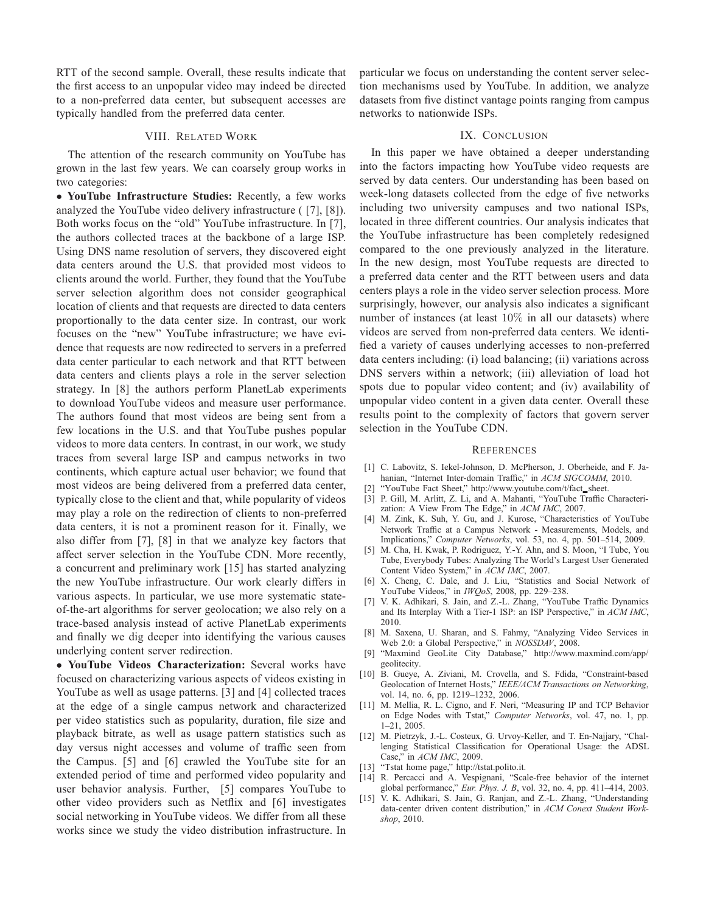RTT of the second sample. Overall, these results indicate that the first access to an unpopular video may indeed be directed to a non-preferred data center, but subsequent accesses are typically handled from the preferred data center.

## VIII. Related Work

The attention of the research community on YouTube has grown in the last few years. We can coarsely group works in two categories:

• **YouTube Infrastructure Studies:** Recently, a few works analyzed the YouTube video delivery infrastructure ( [7], [8]). Both works focus on the "old" YouTube infrastructure. In [7], the authors collected traces at the backbone of a large ISP. Using DNS name resolution of servers, they discovered eight data centers around the U.S. that provided most videos to clients around the world. Further, they found that the YouTube server selection algorithm does not consider geographical location of clients and that requests are directed to data centers proportionally to the data center size. In contrast, our work focuses on the "new" YouTube infrastructure; we have evidence that requests are now redirected to servers in a preferred data center particular to each network and that RTT between data centers and clients plays a role in the server selection strategy. In [8] the authors perform PlanetLab experiments to download YouTube videos and measure user performance. The authors found that most videos are being sent from a few locations in the U.S. and that YouTube pushes popular videos to more data centers. In contrast, in our work, we study traces from several large ISP and campus networks in two continents, which capture actual user behavior; we found that most videos are being delivered from a preferred data center, typically close to the client and that, while popularity of videos may play a role on the redirection of clients to non-preferred data centers, it is not a prominent reason for it. Finally, we also differ from [7], [8] in that we analyze key factors that affect server selection in the YouTube CDN. More recently, a concurrent and preliminary work [15] has started analyzing the new YouTube infrastructure. Our work clearly differs in various aspects. In particular, we use more systematic state-of-the-art algorithms for server geolocation; we also rely on a trace-based analysis instead of active PlanetLab experiments and finally we dig deeper into identifying the various causes underlying content server redirection.

• **YouTube Videos Characterization:** Several works have focused on characterizing various aspects of videos existing in YouTube as well as usage patterns. [3] and [4] collected traces at the edge of a single campus network and characterized per video statistics such as popularity, duration, file size and playback bitrate, as well as usage pattern statistics such as day versus night accesses and volume of traffic seen from the Campus. [5] and [6] crawled the YouTube site for an extended period of time and performed video popularity and user behavior analysis. Further, [5] compares YouTube to other video providers such as Netflix and [6] investigates social networking in YouTube videos. We differ from all these works since we study the video distribution infrastructure. In particular we focus on understanding the content server selection mechanisms used by YouTube. In addition, we analyze datasets from five distinct vantage points ranging from campus networks to nationwide ISPs.

## IX. Conclusion

In this paper we have obtained a deeper understanding into the factors impacting how YouTube video requests are served by data centers. Our understanding has been based on week-long datasets collected from the edge of five networks including two university campuses and two national ISPs, located in three different countries. Our analysis indicates that the YouTube infrastructure has been completely redesigned compared to the one previously analyzed in the literature. In the new design, most YouTube requests are directed to a preferred data center and the RTT between users and data centers plays a role in the video server selection process. More surprisingly, however, our analysis also indicates a significant number of instances (at least $10\%$ in all our datasets) where videos are served from non-preferred data centers. We identified a variety of causes underlying accesses to non-preferred data centers including: (i) load balancing; (ii) variations across DNS servers within a network; (iii) alleviation of load hot spots due to popular video content; and (iv) availability of unpopular video content in a given data center. Overall these results point to the complexity of factors that govern server selection in the YouTube CDN.

## References

[1] C. Labovitz, S. Iekel-Johnson, D. McPherson, J. Oberheide, and F. Jahanian, "Internet Inter-domain Traffic," in *ACM SIGCOMM*, 2010.

[2] "YouTube Fact Sheet," http://www.youtube.com/t/fact_sheet.

[3] P. Gill, M. Arlitt, Z. Li, and A. Mahanti, "YouTube Traffic Characterization: A View From The Edge," in *ACM IMC*, 2007.

[4] M. Zink, K. Suh, Y. Gu, and J. Kurose, "Characteristics of YouTube Network Traffic at a Campus Network - Measurements, Models, and Implications," *Computer Networks*, vol. 53, no. 4, pp. 501–514, 2009.

[5] M. Cha, H. Kwak, P. Rodriguez, Y.-Y. Ahn, and S. Moon, "I Tube, You Tube, Everybody Tubes: Analyzing The World's Largest User Generated Content Video System," in *ACM IMC*, 2007.

[6] X. Cheng, C. Dale, and J. Liu, "Statistics and Social Network of YouTube Videos," in *IWQoS*, 2008, pp. 229–238.

[7] V. K. Adhikari, S. Jain, and Z.-L. Zhang, "YouTube Traffic Dynamics and Its Interplay With a Tier-1 ISP: an ISP Perspective," in *ACM IMC*, 2010.

[8] M. Saxena, U. Sharan, and S. Fahmy, "Analyzing Video Services in Web 2.0: a Global Perspective," in *NOSSDAV*, 2008.

[9] "Maxmind GeoLite City Database," http://www.maxmind.com/app/geolitecity.

[10] B. Gueye, A. Ziviani, M. Crovella, and S. Fdida, "Constraint-based Geolocation of Internet Hosts," *IEEE/ACM Transactions on Networking*, vol. 14, no. 6, pp. 1219–1232, 2006.

[11] M. Mellia, R. L. Cigno, and F. Neri, "Measuring IP and TCP Behavior on Edge Nodes with Tstat," *Computer Networks*, vol. 47, no. 1, pp. 1–21, 2005.

[12] M. Pietrzyk, J.-L. Costeux, G. Urvoy-Keller, and T. En-Najjary, "Challenging Statistical Classification for Operational Usage: the ADSL Case," in *ACM IMC*, 2009.

[13] "Tstat home page," http://tstat.polito.it.

[14] R. Percacci and A. Vespignani, "Scale-free behavior of the internet global performance," *Eur. Phys. J. B*, vol. 32, no. 4, pp. 411–414, 2003.

[15] V. K. Adhikari, S. Jain, G. Ranjan, and Z.-L. Zhang, "Understanding data-center driven content distribution," in *ACM Conext Student Workshop*, 2010.